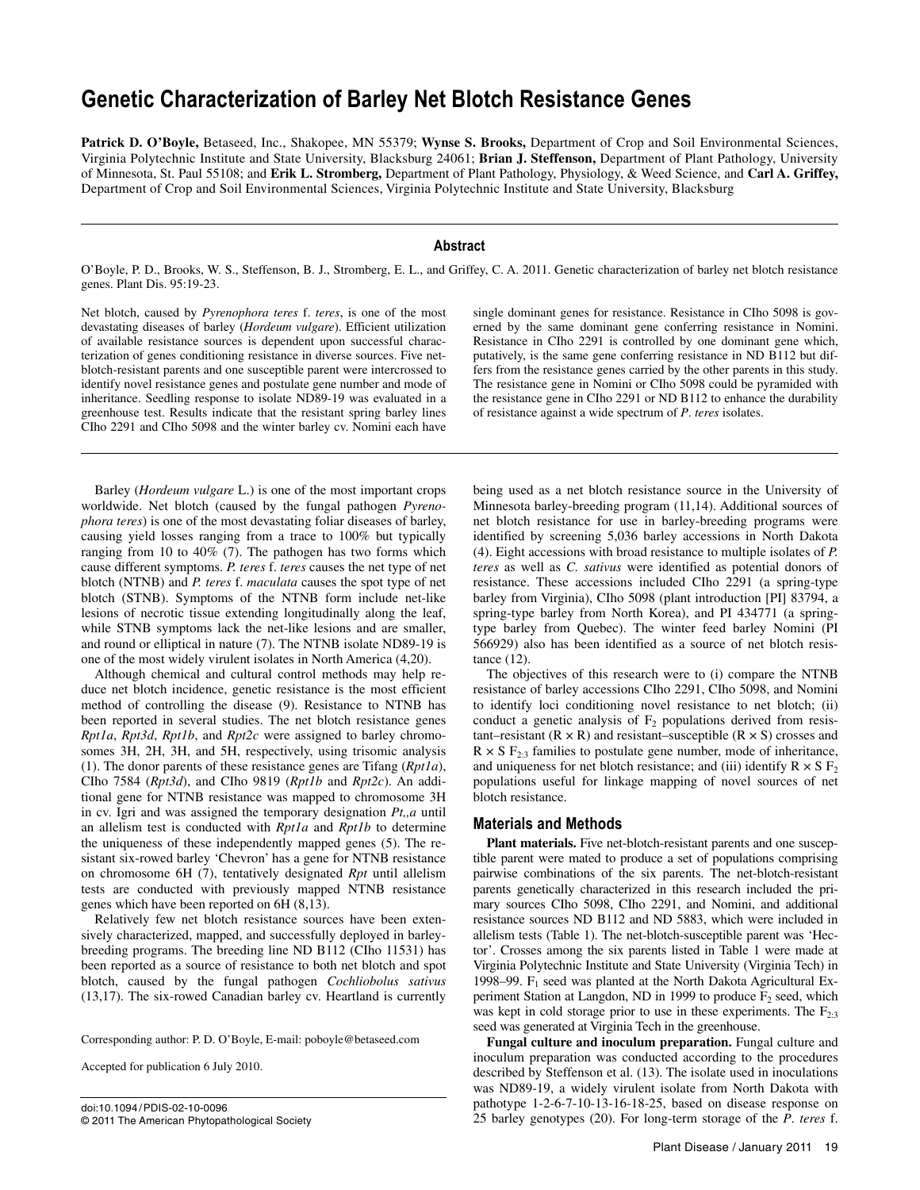# Genetic Characterization of Barley Net Blotch Resistance Genes

**Patrick D. O'Boyle,** Betaseed, Inc., Shakopee, MN 55379; **Wynse S. Brooks,** Department of Crop and Soil Environmental Sciences, Virginia Polytechnic Institute and State University, Blacksburg 24061; **Brian J. Steffenson,** Department of Plant Pathology, University of Minnesota, St. Paul 55108; and **Erik L. Stromberg,** Department of Plant Pathology, Physiology, & Weed Science, and **Carl A. Griffey,** Department of Crop and Soil Environmental Sciences, Virginia Polytechnic Institute and State University, Blacksburg

## Abstract

O'Boyle, P. D., Brooks, W. S., Steffenson, B. J., Stromberg, E. L., and Griffey, C. A. 2011. Genetic characterization of barley net blotch resistance genes. Plant Dis. 95:19-23.

Net blotch, caused by *Pyrenophora teres* f. *teres*, is one of the most devastating diseases of barley (*Hordeum vulgare*). Efficient utilization of available resistance sources is dependent upon successful characterization of genes conditioning resistance in diverse sources. Five net-blotch-resistant parents and one susceptible parent were intercrossed to identify novel resistance genes and postulate gene number and mode of inheritance. Seedling response to isolate ND89-19 was evaluated in a greenhouse test. Results indicate that the resistant spring barley lines CIho 2291 and CIho 5098 and the winter barley cv. Nomini each have single dominant genes for resistance. Resistance in CIho 5098 is governed by the same dominant gene conferring resistance in Nomini. Resistance in CIho 2291 is controlled by one dominant gene which, putatively, is the same gene conferring resistance in ND B112 but differs from the resistance genes carried by the other parents in this study. The resistance gene in Nomini or CIho 5098 could be pyramided with the resistance gene in CIho 2291 or ND B112 to enhance the durability of resistance against a wide spectrum of *P. teres* isolates.

Barley (*Hordeum vulgare* L.) is one of the most important crops worldwide. Net blotch (caused by the fungal pathogen *Pyrenophora teres*) is one of the most devastating foliar diseases of barley, causing yield losses ranging from a trace to 100% but typically ranging from 10 to 40% (7). The pathogen has two forms which cause different symptoms. *P. teres* f. *teres* causes the net type of net blotch (NTNB) and *P. teres* f. *maculata* causes the spot type of net blotch (STNB). Symptoms of the NTNB form include net-like lesions of necrotic tissue extending longitudinally along the leaf, while STNB symptoms lack the net-like lesions and are smaller, and round or elliptical in nature (7). The NTNB isolate ND89-19 is one of the most widely virulent isolates in North America (4,20).

Although chemical and cultural control methods may help reduce net blotch incidence, genetic resistance is the most efficient method of controlling the disease (9). Resistance to NTNB has been reported in several studies. The net blotch resistance genes *Rpt1a*, *Rpt3d*, *Rpt1b*, and *Rpt2c* were assigned to barley chromosomes 3H, 2H, 3H, and 5H, respectively, using trisomic analysis (1). The donor parents of these resistance genes are Tifang (*Rpt1a*), CIho 7584 (*Rpt3d*), and CIho 9819 (*Rpt1b* and *Rpt2c*). An additional gene for NTNB resistance was mapped to chromosome 3H in cv. Igri and was assigned the temporary designation *Pt,,a* until an allelism test is conducted with *Rpt1a* and *Rpt1b* to determine the uniqueness of these independently mapped genes (5). The resistant six-rowed barley 'Chevron' has a gene for NTNB resistance on chromosome 6H (7), tentatively designated *Rpt* until allelism tests are conducted with previously mapped NTNB resistance genes which have been reported on 6H (8,13).

Relatively few net blotch resistance sources have been extensively characterized, mapped, and successfully deployed in barley-breeding programs. The breeding line ND B112 (CIho 11531) has been reported as a source of resistance to both net blotch and spot blotch, caused by the fungal pathogen *Cochliobolus sativus* (13,17). The six-rowed Canadian barley cv. Heartland is currently being used as a net blotch resistance source in the University of Minnesota barley-breeding program (11,14). Additional sources of net blotch resistance for use in barley-breeding programs were identified by screening 5,036 barley accessions in North Dakota (4). Eight accessions with broad resistance to multiple isolates of *P. teres* as well as *C. sativus* were identified as potential donors of resistance. These accessions included CIho 2291 (a spring-type barley from Virginia), CIho 5098 (plant introduction [PI] 83794, a spring-type barley from North Korea), and PI 434771 (a spring-type barley from Quebec). The winter feed barley Nomini (PI 566929) also has been identified as a source of net blotch resistance (12).

The objectives of this research were to (i) compare the NTNB resistance of barley accessions CIho 2291, CIho 5098, and Nomini to identify loci conditioning novel resistance to net blotch; (ii) conduct a genetic analysis of $F_2$ populations derived from resistant–resistant (R × R) and resistant–susceptible (R × S) crosses and R × S $F_{2:3}$ families to postulate gene number, mode of inheritance, and uniqueness for net blotch resistance; and (iii) identify R × S $F_2$ populations useful for linkage mapping of novel sources of net blotch resistance.

## Materials and Methods

**Plant materials.** Five net-blotch-resistant parents and one susceptible parent were mated to produce a set of populations comprising pairwise combinations of the six parents. The net-blotch-resistant parents genetically characterized in this research included the primary sources CIho 5098, CIho 2291, and Nomini, and additional resistance sources ND B112 and ND 5883, which were included in allelism tests (Table 1). The net-blotch-susceptible parent was 'Hector'. Crosses among the six parents listed in Table 1 were made at Virginia Polytechnic Institute and State University (Virginia Tech) in 1998–99. $F_1$ seed was planted at the North Dakota Agricultural Experiment Station at Langdon, ND in 1999 to produce $F_2$ seed, which was kept in cold storage prior to use in these experiments. The $F_{2:3}$ seed was generated at Virginia Tech in the greenhouse.

**Fungal culture and inoculum preparation.** Fungal culture and inoculum preparation was conducted according to the procedures described by Steffenson et al. (13). The isolate used in inoculations was ND89-19, a widely virulent isolate from North Dakota with pathotype 1-2-6-7-10-13-16-18-25, based on disease response on 25 barley genotypes (20). For long-term storage of the *P. teres* f.

Corresponding author: P. D. O'Boyle, E-mail: poboyle@betaseed.com

Accepted for publication 6 July 2010.

doi:10.1094/PDIS-02-10-0096
© 2011 The American Phytopathological Society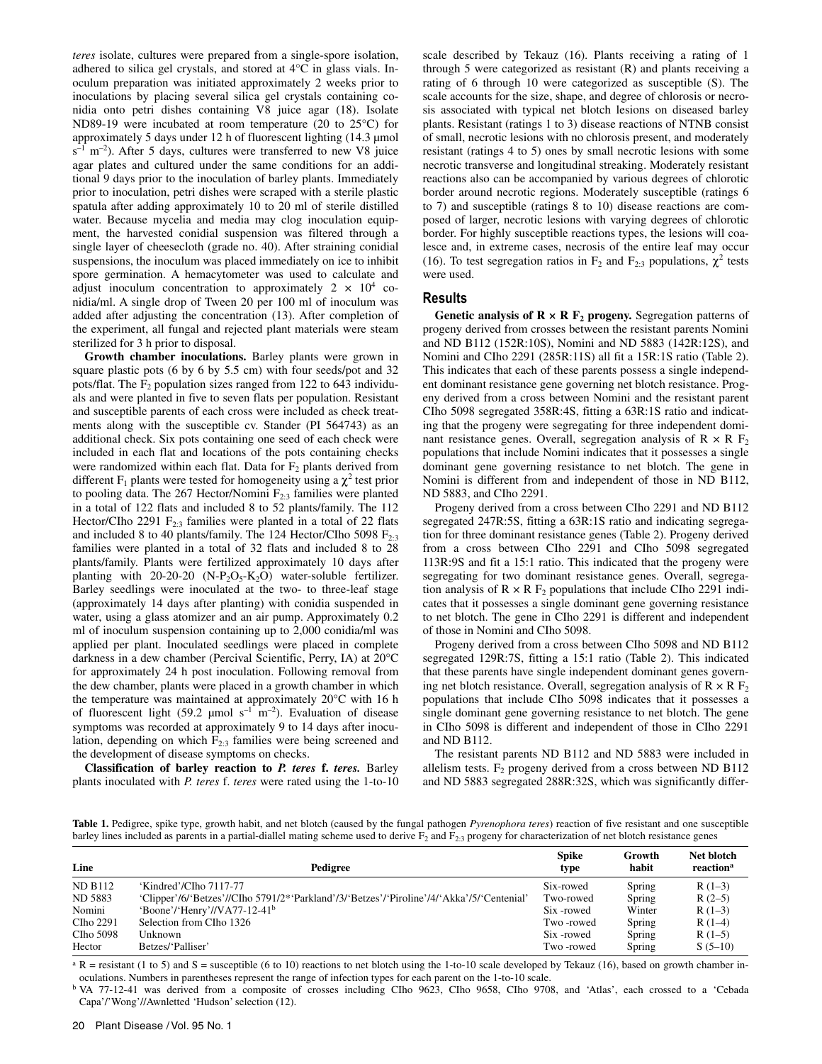*teres* isolate, cultures were prepared from a single-spore isolation, adhered to silica gel crystals, and stored at 4°C in glass vials. Inoculum preparation was initiated approximately 2 weeks prior to inoculations by placing several silica gel crystals containing conidia onto petri dishes containing V8 juice agar (18). Isolate ND89-19 were incubated at room temperature (20 to 25°C) for approximately 5 days under 12 h of fluorescent lighting (14.3 μmol $s^{-1}$ $m^{-2}$). After 5 days, cultures were transferred to new V8 juice agar plates and cultured under the same conditions for an additional 9 days prior to the inoculation of barley plants. Immediately prior to inoculation, petri dishes were scraped with a sterile plastic spatula after adding approximately 10 to 20 ml of sterile distilled water. Because mycelia and media may clog inoculation equipment, the harvested conidial suspension was filtered through a single layer of cheesecloth (grade no. 40). After straining conidial suspensions, the inoculum was placed immediately on ice to inhibit spore germination. A hemacytometer was used to calculate and adjust inoculum concentration to approximately $2 \times 10^4$ conidia/ml. A single drop of Tween 20 per 100 ml of inoculum was added after adjusting the concentration (13). After completion of the experiment, all fungal and rejected plant materials were steam sterilized for 3 h prior to disposal.

**Growth chamber inoculations.** Barley plants were grown in square plastic pots (6 by 6 by 5.5 cm) with four seeds/pot and 32 pots/flat. The $F_2$ population sizes ranged from 122 to 643 individuals and were planted in five to seven flats per population. Resistant and susceptible parents of each cross were included as check treatments along with the susceptible cv. Stander (PI 564743) as an additional check. Six pots containing one seed of each check were included in each flat and locations of the pots containing checks were randomized within each flat. Data for $F_2$ plants derived from different $F_1$ plants were tested for homogeneity using a $\chi^2$ test prior to pooling data. The 267 Hector/Nomini $F_{2:3}$ families were planted in a total of 122 flats and included 8 to 52 plants/family. The 112 Hector/CIho 2291 $F_{2:3}$ families were planted in a total of 22 flats and included 8 to 40 plants/family. The 124 Hector/CIho 5098 $F_{2:3}$ families were planted in a total of 32 flats and included 8 to 28 plants/family. Plants were fertilized approximately 10 days after planting with 20-20-20 ($N$-$P_2O_5$-$K_2O$) water-soluble fertilizer. Barley seedlings were inoculated at the two- to three-leaf stage (approximately 14 days after planting) with conidia suspended in water, using a glass atomizer and an air pump. Approximately 0.2 ml of inoculum suspension containing up to 2,000 conidia/ml was applied per plant. Inoculated seedlings were placed in complete darkness in a dew chamber (Percival Scientific, Perry, IA) at 20°C for approximately 24 h post inoculation. Following removal from the dew chamber, plants were placed in a growth chamber in which the temperature was maintained at approximately 20°C with 16 h of fluorescent light (59.2 μmol $s^{-1}$ $m^{-2}$). Evaluation of disease symptoms was recorded at approximately 9 to 14 days after inoculation, depending on which $F_{2:3}$ families were being screened and the development of disease symptoms on checks.

**Classification of barley reaction to *P. teres* f. *teres*.** Barley plants inoculated with *P. teres* f. *teres* were rated using the 1-to-10 scale described by Tekauz (16). Plants receiving a rating of 1 through 5 were categorized as resistant (R) and plants receiving a rating of 6 through 10 were categorized as susceptible (S). The scale accounts for the size, shape, and degree of chlorosis or necrosis associated with typical net blotch lesions on diseased barley plants. Resistant (ratings 1 to 3) disease reactions of NTNB consist of small, necrotic lesions with no chlorosis present, and moderately resistant (ratings 4 to 5) ones by small necrotic lesions with some necrotic transverse and longitudinal streaking. Moderately resistant reactions also can be accompanied by various degrees of chlorotic border around necrotic regions. Moderately susceptible (ratings 6 to 7) and susceptible (ratings 8 to 10) disease reactions are composed of larger, necrotic lesions with varying degrees of chlorotic border. For highly susceptible reactions types, the lesions will coalesce and, in extreme cases, necrosis of the entire leaf may occur (16). To test segregation ratios in $F_2$ and $F_{2:3}$ populations, $\chi^2$ tests were used.

## Results

**Genetic analysis of R × R $F_2$ progeny.** Segregation patterns of progeny derived from crosses between the resistant parents Nomini and ND B112 (152R:10S), Nomini and ND 5883 (142R:12S), and Nomini and CIho 2291 (285R:11S) all fit a 15R:1S ratio (Table 2). This indicates that each of these parents possess a single independent dominant resistance gene governing net blotch resistance. Progeny derived from a cross between Nomini and the resistant parent CIho 5098 segregated 358R:4S, fitting a 63R:1S ratio and indicating that the progeny were segregating for three independent dominant resistance genes. Overall, segregation analysis of R × R $F_2$ populations that include Nomini indicates that it possesses a single dominant gene governing resistance to net blotch. The gene in Nomini is different from and independent of those in ND B112, ND 5883, and CIho 2291.

Progeny derived from a cross between CIho 2291 and ND B112 segregated 247R:5S, fitting a 63R:1S ratio and indicating segregation for three dominant resistance genes (Table 2). Progeny derived from a cross between CIho 2291 and CIho 5098 segregated 113R:9S and fit a 15:1 ratio. This indicated that the progeny were segregating for two dominant resistance genes. Overall, segregation analysis of R × R $F_2$ populations that include CIho 2291 indicates that it possesses a single dominant gene governing resistance to net blotch. The gene in CIho 2291 is different and independent of those in Nomini and CIho 5098.

Progeny derived from a cross between CIho 5098 and ND B112 segregated 129R:7S, fitting a 15:1 ratio (Table 2). This indicated that these parents have single independent dominant genes governing net blotch resistance. Overall, segregation analysis of R × R $F_2$ populations that include CIho 5098 indicates that it possesses a single dominant gene governing resistance to net blotch. The gene in CIho 5098 is different and independent of those in CIho 2291 and ND B112.

The resistant parents ND B112 and ND 5883 were included in allelism tests. $F_2$ progeny derived from a cross between ND B112 and ND 5883 segregated 288R:32S, which was significantly differ-

**Table 1.** Pedigree, spike type, growth habit, and net blotch (caused by the fungal pathogen *Pyrenophora teres*) reaction of five resistant and one susceptible barley lines included as parents in a partial-diallel mating scheme used to derive $F_2$ and $F_{2:3}$ progeny for characterization of net blotch resistance genes

| Line | Pedigree | Spike type | Growth habit | Net blotch reaction[a] |
|---|---|---|---|---|
| ND B112 | 'Kindred'/CIho 7117-77 | Six-rowed | Spring | R (1–3) |
| ND 5883 | 'Clipper'/6/'Betzes'//CIho 5791/2*'Parkland'/3/'Betzes'/'Piroline'/4/'Akka'/5/'Centenial' | Two-rowed | Spring | R (2–5) |
| Nomini | 'Boone'/'Henry'//VA77-12-41[b] | Six -rowed | Winter | R (1–3) |
| CIho 2291 | Selection from CIho 1326 | Two -rowed | Spring | R (1–4) |
| CIho 5098 | Unknown | Six -rowed | Spring | R (1–5) |
| Hector | Betzes/'Palliser' | Two -rowed | Spring | S (5–10) |

[a] R = resistant (1 to 5) and S = susceptible (6 to 10) reactions to net blotch using the 1-to-10 scale developed by Tekauz (16), based on growth chamber inoculations. Numbers in parentheses represent the range of infection types for each parent on the 1-to-10 scale.

[b] VA 77-12-41 was derived from a composite of crosses including CIho 9623, CIho 9658, CIho 9708, and 'Atlas', each crossed to a 'Cebada Capa'/'Wong'//Awnletted 'Hudson' selection (12).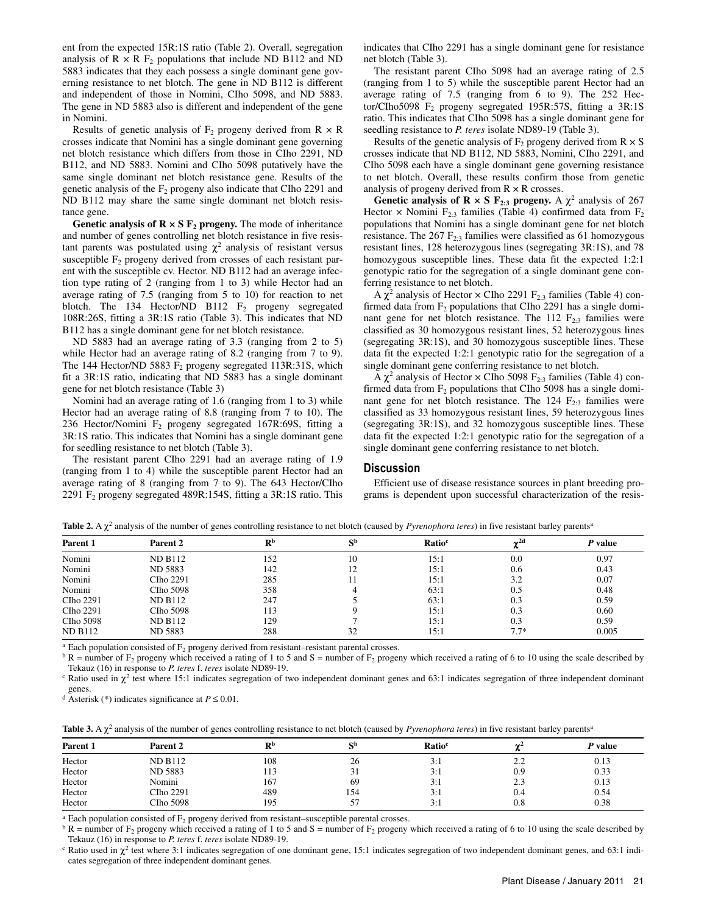ent from the expected 15R:1S ratio (Table 2). Overall, segregation analysis of R × R $F_2$ populations that include ND B112 and ND 5883 indicates that they each possess a single dominant gene governing resistance to net blotch. The gene in ND B112 is different and independent of those in Nomini, CIho 5098, and ND 5883. The gene in ND 5883 also is different and independent of the gene in Nomini.

Results of genetic analysis of $F_2$ progeny derived from R × R crosses indicate that Nomini has a single dominant gene governing net blotch resistance which differs from those in CIho 2291, ND B112, and ND 5883. Nomini and CIho 5098 putatively have the same single dominant net blotch resistance gene. Results of the genetic analysis of the $F_2$ progeny also indicate that CIho 2291 and ND B112 may share the same single dominant net blotch resistance gene.

**Genetic analysis of R × S $F_2$ progeny.** The mode of inheritance and number of genes controlling net blotch resistance in five resistant parents was postulated using $\chi^2$ analysis of resistant versus susceptible $F_2$ progeny derived from crosses of each resistant parent with the susceptible cv. Hector. ND B112 had an average infection type rating of 2 (ranging from 1 to 3) while Hector had an average rating of 7.5 (ranging from 5 to 10) for reaction to net blotch. The 134 Hector/ND B112 $F_2$ progeny segregated 108R:26S, fitting a 3R:1S ratio (Table 3). This indicates that ND B112 has a single dominant gene for net blotch resistance.

ND 5883 had an average rating of 3.3 (ranging from 2 to 5) while Hector had an average rating of 8.2 (ranging from 7 to 9). The 144 Hector/ND 5883 $F_2$ progeny segregated 113R:31S, which fit a 3R:1S ratio, indicating that ND 5883 has a single dominant gene for net blotch resistance (Table 3)

Nomini had an average rating of 1.6 (ranging from 1 to 3) while Hector had an average rating of 8.8 (ranging from 7 to 10). The 236 Hector/Nomini $F_2$ progeny segregated 167R:69S, fitting a 3R:1S ratio. This indicates that Nomini has a single dominant gene for seedling resistance to net blotch (Table 3).

The resistant parent CIho 2291 had an average rating of 1.9 (ranging from 1 to 4) while the susceptible parent Hector had an average rating of 8 (ranging from 7 to 9). The 643 Hector/CIho 2291 $F_2$ progeny segregated 489R:154S, fitting a 3R:1S ratio. This indicates that CIho 2291 has a single dominant gene for resistance net blotch (Table 3).

The resistant parent CIho 5098 had an average rating of 2.5 (ranging from 1 to 5) while the susceptible parent Hector had an average rating of 7.5 (ranging from 6 to 9). The 252 Hector/CIho5098 $F_2$ progeny segregated 195R:57S, fitting a 3R:1S ratio. This indicates that CIho 5098 has a single dominant gene for seedling resistance to *P. teres* isolate ND89-19 (Table 3).

Results of the genetic analysis of $F_2$ progeny derived from R × S crosses indicate that ND B112, ND 5883, Nomini, CIho 2291, and CIho 5098 each have a single dominant gene governing resistance to net blotch. Overall, these results confirm those from genetic analysis of progeny derived from R × R crosses.

**Genetic analysis of R × S $F_{2:3}$ progeny.** A $\chi^2$ analysis of 267 Hector × Nomini $F_{2:3}$ families (Table 4) confirmed data from $F_2$ populations that Nomini has a single dominant gene for net blotch resistance. The 267 $F_{2:3}$ families were classified as 61 homozygous resistant lines, 128 heterozygous lines (segregating 3R:1S), and 78 homozygous susceptible lines. These data fit the expected 1:2:1 genotypic ratio for the segregation of a single dominant gene conferring resistance to net blotch.

A $\chi^2$ analysis of Hector × CIho 2291 $F_{2:3}$ families (Table 4) confirmed data from $F_2$ populations that CIho 2291 has a single dominant gene for net blotch resistance. The 112 $F_{2:3}$ families were classified as 30 homozygous resistant lines, 52 heterozygous lines (segregating 3R:1S), and 30 homozygous susceptible lines. These data fit the expected 1:2:1 genotypic ratio for the segregation of a single dominant gene conferring resistance to net blotch.

A $\chi^2$ analysis of Hector × CIho 5098 $F_{2:3}$ families (Table 4) confirmed data from $F_2$ populations that CIho 5098 has a single dominant gene for net blotch resistance. The 124 $F_{2:3}$ families were classified as 33 homozygous resistant lines, 59 heterozygous lines (segregating 3R:1S), and 32 homozygous susceptible lines. These data fit the expected 1:2:1 genotypic ratio for the segregation of a single dominant gene conferring resistance to net blotch.

## Discussion

Efficient use of disease resistance sources in plant breeding programs is dependent upon successful characterization of the resis-

**Table 2.** A $\chi^2$ analysis of the number of genes controlling resistance to net blotch (caused by *Pyrenophora teres*) in five resistant barley parents[a]

| Parent 1 | Parent 2 | R[b] | S[b] | Ratio[c] | $\chi^2$[d] | *P* value |
|---|---|---|---|---|---|---|
| Nomini | ND B112 | 152 | 10 | 15:1 | 0.0 | 0.97 |
| Nomini | ND 5883 | 142 | 12 | 15:1 | 0.6 | 0.43 |
| Nomini | CIho 2291 | 285 | 11 | 15:1 | 3.2 | 0.07 |
| Nomini | CIho 5098 | 358 | 4 | 63:1 | 0.5 | 0.48 |
| CIho 2291 | ND B112 | 247 | 5 | 63:1 | 0.3 | 0.59 |
| CIho 2291 | CIho 5098 | 113 | 9 | 15:1 | 0.3 | 0.60 |
| CIho 5098 | ND B112 | 129 | 7 | 15:1 | 0.3 | 0.59 |
| ND B112 | ND 5883 | 288 | 32 | 15:1 | 7.7* | 0.005 |

[a] Each population consisted of $F_2$ progeny derived from resistant–resistant parental crosses.
[b] R = number of $F_2$ progeny which received a rating of 1 to 5 and S = number of $F_2$ progeny which received a rating of 6 to 10 using the scale described by Tekauz (16) in response to *P. teres* f. *teres* isolate ND89-19.
[c] Ratio used in $\chi^2$ test where 15:1 indicates segregation of two independent dominant genes and 63:1 indicates segregation of three independent dominant genes.
[d] Asterisk (*) indicates significance at $P \leq 0.01$.

**Table 3.** A $\chi^2$ analysis of the number of genes controlling resistance to net blotch (caused by *Pyrenophora teres*) in five resistant barley parents[a]

| Parent 1 | Parent 2 | R[b] | S[b] | Ratio[c] | $\chi^2$ | *P* value |
|---|---|---|---|---|---|---|
| Hector | ND B112 | 108 | 26 | 3:1 | 2.2 | 0.13 |
| Hector | ND 5883 | 113 | 31 | 3:1 | 0.9 | 0.33 |
| Hector | Nomini | 167 | 69 | 3:1 | 2.3 | 0.13 |
| Hector | CIho 2291 | 489 | 154 | 3:1 | 0.4 | 0.54 |
| Hector | CIho 5098 | 195 | 57 | 3:1 | 0.8 | 0.38 |

[a] Each population consisted of $F_2$ progeny derived from resistant–susceptible parental crosses.
[b] R = number of $F_2$ progeny which received a rating of 1 to 5 and S = number of $F_2$ progeny which received a rating of 6 to 10 using the scale described by Tekauz (16) in response to *P. teres* f. *teres* isolate ND89-19.
[c] Ratio used in $\chi^2$ test where 3:1 indicates segregation of one dominant gene, 15:1 indicates segregation of two independent dominant genes, and 63:1 indicates segregation of three independent dominant genes.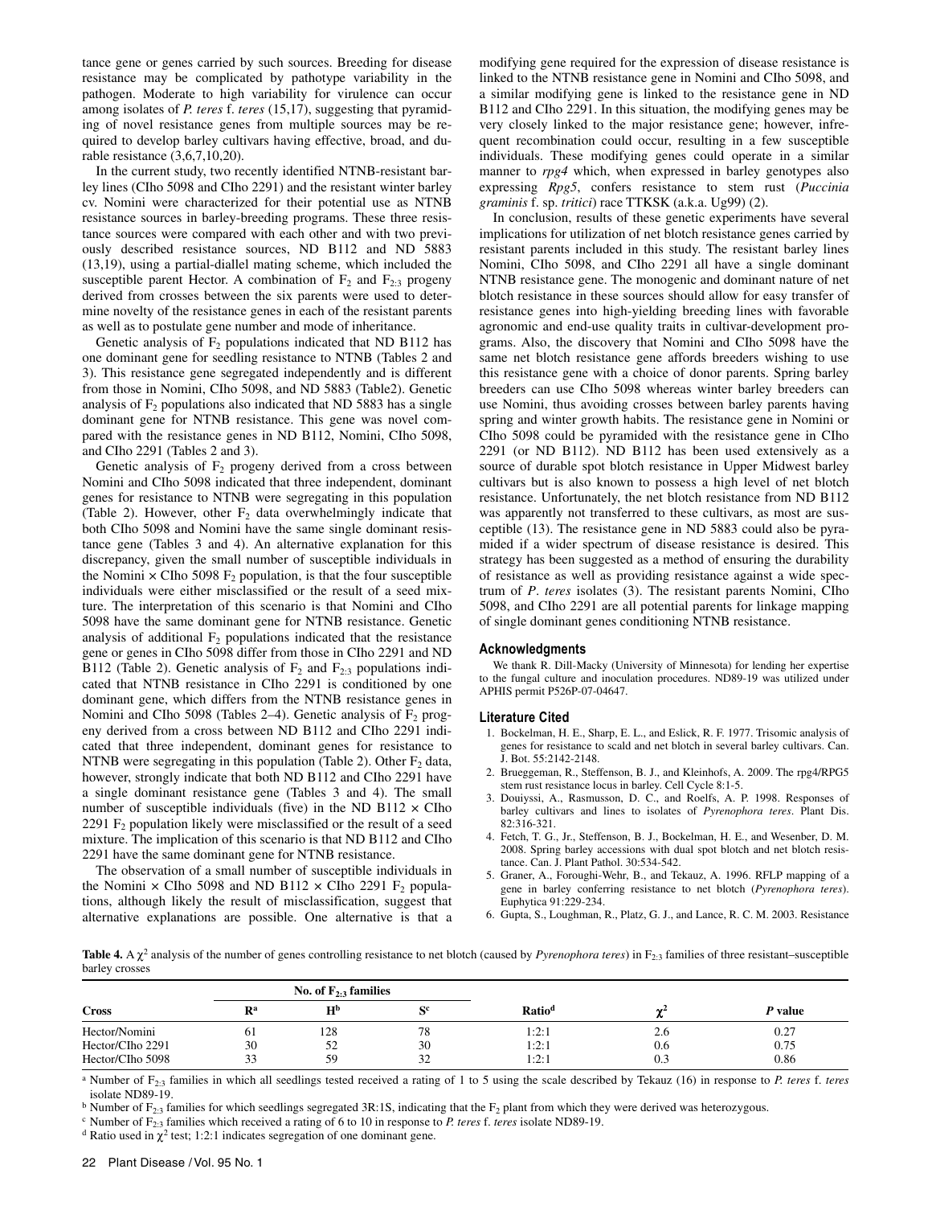tance gene or genes carried by such sources. Breeding for disease resistance may be complicated by pathotype variability in the pathogen. Moderate to high variability for virulence can occur among isolates of *P. teres* f. *teres* (15,17), suggesting that pyramiding of novel resistance genes from multiple sources may be required to develop barley cultivars having effective, broad, and durable resistance (3,6,7,10,20).

In the current study, two recently identified NTNB-resistant barley lines (CIho 5098 and CIho 2291) and the resistant winter barley cv. Nomini were characterized for their potential use as NTNB resistance sources in barley-breeding programs. These three resistance sources were compared with each other and with two previously described resistance sources, ND B112 and ND 5883 (13,19), using a partial-diallel mating scheme, which included the susceptible parent Hector. A combination of $F_2$ and $F_{2:3}$ progeny derived from crosses between the six parents were used to determine novelty of the resistance genes in each of the resistant parents as well as to postulate gene number and mode of inheritance.

Genetic analysis of $F_2$ populations indicated that ND B112 has one dominant gene for seedling resistance to NTNB (Tables 2 and 3). This resistance gene segregated independently and is different from those in Nomini, CIho 5098, and ND 5883 (Table2). Genetic analysis of $F_2$ populations also indicated that ND 5883 has a single dominant gene for NTNB resistance. This gene was novel compared with the resistance genes in ND B112, Nomini, CIho 5098, and CIho 2291 (Tables 2 and 3).

Genetic analysis of $F_2$ progeny derived from a cross between Nomini and CIho 5098 indicated that three independent, dominant genes for resistance to NTNB were segregating in this population (Table 2). However, other $F_2$ data overwhelmingly indicate that both CIho 5098 and Nomini have the same single dominant resistance gene (Tables 3 and 4). An alternative explanation for this discrepancy, given the small number of susceptible individuals in the Nomini × CIho 5098 $F_2$ population, is that the four susceptible individuals were either misclassified or the result of a seed mixture. The interpretation of this scenario is that Nomini and CIho 5098 have the same dominant gene for NTNB resistance. Genetic analysis of additional $F_2$ populations indicated that the resistance gene or genes in CIho 5098 differ from those in CIho 2291 and ND B112 (Table 2). Genetic analysis of $F_2$ and $F_{2:3}$ populations indicated that NTNB resistance in CIho 2291 is conditioned by one dominant gene, which differs from the NTNB resistance genes in Nomini and CIho 5098 (Tables 2–4). Genetic analysis of $F_2$ progeny derived from a cross between ND B112 and CIho 2291 indicated that three independent, dominant genes for resistance to NTNB were segregating in this population (Table 2). Other $F_2$ data, however, strongly indicate that both ND B112 and CIho 2291 have a single dominant resistance gene (Tables 3 and 4). The small number of susceptible individuals (five) in the ND B112 × CIho 2291 $F_2$ population likely were misclassified or the result of a seed mixture. The implication of this scenario is that ND B112 and CIho 2291 have the same dominant gene for NTNB resistance.

The observation of a small number of susceptible individuals in the Nomini × CIho 5098 and ND B112 × CIho 2291 $F_2$ populations, although likely the result of misclassification, suggest that alternative explanations are possible. One alternative is that a modifying gene required for the expression of disease resistance is linked to the NTNB resistance gene in Nomini and CIho 5098, and a similar modifying gene is linked to the resistance gene in ND B112 and CIho 2291. In this situation, the modifying genes may be very closely linked to the major resistance gene; however, infrequent recombination could occur, resulting in a few susceptible individuals. These modifying genes could operate in a similar manner to *rpg4* which, when expressed in barley genotypes also expressing *Rpg5*, confers resistance to stem rust (*Puccinia graminis* f. sp. *tritici*) race TTKSK (a.k.a. Ug99) (2).

In conclusion, results of these genetic experiments have several implications for utilization of net blotch resistance genes carried by resistant parents included in this study. The resistant barley lines Nomini, CIho 5098, and CIho 2291 all have a single dominant NTNB resistance gene. The monogenic and dominant nature of net blotch resistance in these sources should allow for easy transfer of resistance genes into high-yielding breeding lines with favorable agronomic and end-use quality traits in cultivar-development programs. Also, the discovery that Nomini and CIho 5098 have the same net blotch resistance gene affords breeders wishing to use this resistance gene with a choice of donor parents. Spring barley breeders can use CIho 5098 whereas winter barley breeders can use Nomini, thus avoiding crosses between barley parents having spring and winter growth habits. The resistance gene in Nomini or CIho 5098 could be pyramided with the resistance gene in CIho 2291 (or ND B112). ND B112 has been used extensively as a source of durable spot blotch resistance in Upper Midwest barley cultivars but is also known to possess a high level of net blotch resistance. Unfortunately, the net blotch resistance from ND B112 was apparently not transferred to these cultivars, as most are susceptible (13). The resistance gene in ND 5883 could also be pyramided if a wider spectrum of disease resistance is desired. This strategy has been suggested as a method of ensuring the durability of resistance as well as providing resistance against a wide spectrum of *P. teres* isolates (3). The resistant parents Nomini, CIho 5098, and CIho 2291 are all potential parents for linkage mapping of single dominant genes conditioning NTNB resistance.

## Acknowledgments

We thank R. Dill-Macky (University of Minnesota) for lending her expertise to the fungal culture and inoculation procedures. ND89-19 was utilized under APHIS permit P526P-07-04647.

## Literature Cited

1. Bockelman, H. E., Sharp, E. L., and Eslick, R. F. 1977. Trisomic analysis of genes for resistance to scald and net blotch in several barley cultivars. Can. J. Bot. 55:2142-2148.
2. Brueggeman, R., Steffenson, B. J., and Kleinhofs, A. 2009. The rpg4/RPG5 stem rust resistance locus in barley. Cell Cycle 8:1-5.
3. Douiyssi, A., Rasmusson, D. C., and Roelfs, A. P. 1998. Responses of barley cultivars and lines to isolates of *Pyrenophora teres*. Plant Dis. 82:316-321.
4. Fetch, T. G., Jr., Steffenson, B. J., Bockelman, H. E., and Wesenber, D. M. 2008. Spring barley accessions with dual spot blotch and net blotch resistance. Can. J. Plant Pathol. 30:534-542.
5. Graner, A., Foroughi-Wehr, B., and Tekauz, A. 1996. RFLP mapping of a gene in barley conferring resistance to net blotch (*Pyrenophora teres*). Euphytica 91:229-234.
6. Gupta, S., Loughman, R., Platz, G. J., and Lance, R. C. M. 2003. Resistance

**Table 4.** A $\chi^2$ analysis of the number of genes controlling resistance to net blotch (caused by *Pyrenophora teres*) in $F_{2:3}$ families of three resistant–susceptible barley crosses

| Cross | No. of $F_{2:3}$ families | | | Ratio[d] | $\chi^2$ | *P* value |
|---|---|---|---|---|---|---|
| | R[a] | H[b] | S[c] | | | |
| Hector/Nomini | 61 | 128 | 78 | 1:2:1 | 2.6 | 0.27 |
| Hector/CIho 2291 | 30 | 52 | 30 | 1:2:1 | 0.6 | 0.75 |
| Hector/CIho 5098 | 33 | 59 | 32 | 1:2:1 | 0.3 | 0.86 |

[a] Number of $F_{2:3}$ families in which all seedlings tested received a rating of 1 to 5 using the scale described by Tekauz (16) in response to *P. teres* f. *teres* isolate ND89-19.

[b] Number of $F_{2:3}$ families for which seedlings segregated 3R:1S, indicating that the $F_2$ plant from which they were derived was heterozygous.

[c] Number of $F_{2:3}$ families which received a rating of 6 to 10 in response to *P. teres* f. *teres* isolate ND89-19.

[d] Ratio used in $\chi^2$ test; 1:2:1 indicates segregation of one dominant gene.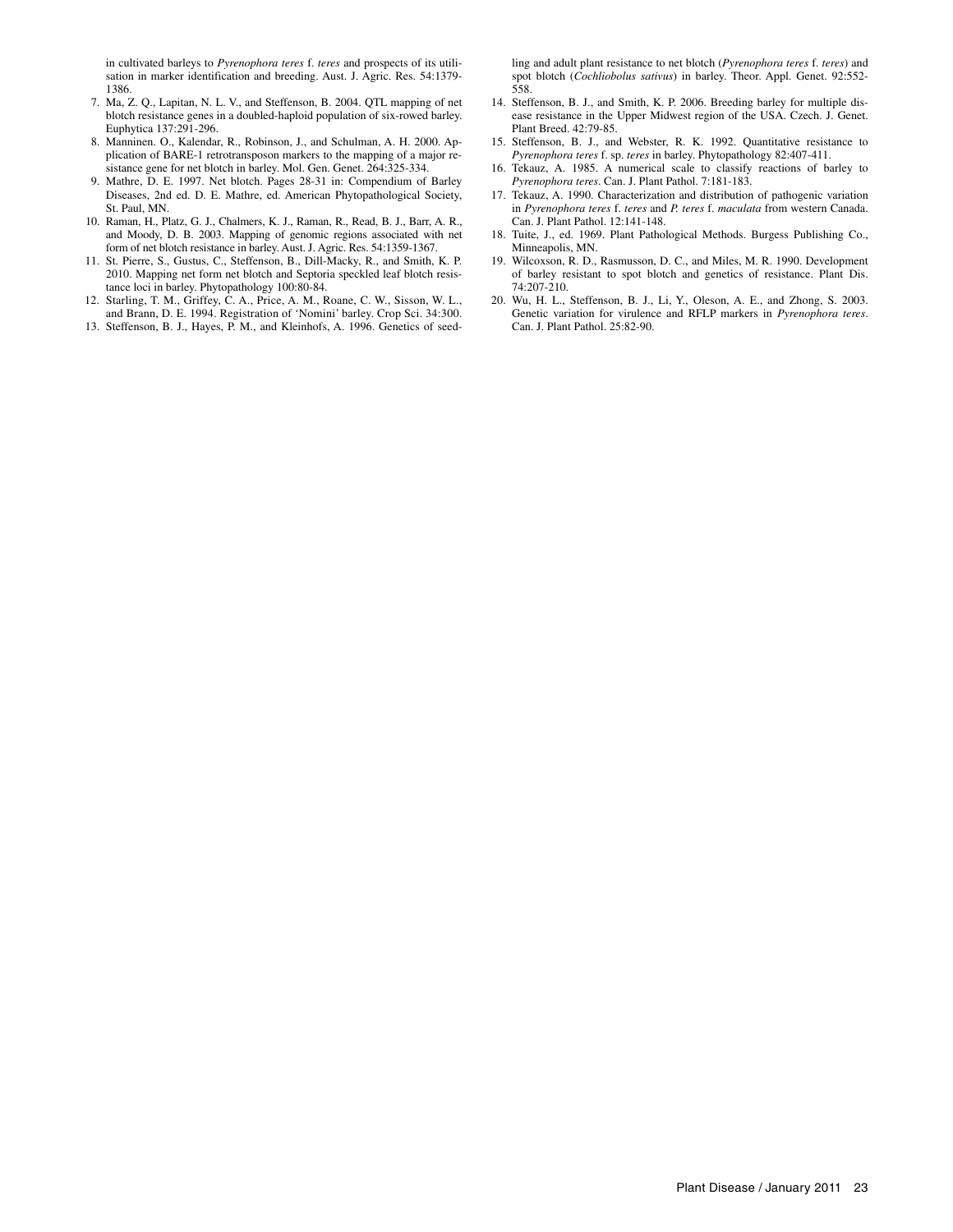in cultivated barleys to *Pyrenophora teres* f. *teres* and prospects of its utilisation in marker identification and breeding. Aust. J. Agric. Res. 54:1379-1386.

7. Ma, Z. Q., Lapitan, N. L. V., and Steffenson, B. 2004. QTL mapping of net blotch resistance genes in a doubled-haploid population of six-rowed barley. Euphytica 137:291-296.
8. Manninen. O., Kalendar, R., Robinson, J., and Schulman, A. H. 2000. Application of BARE-1 retrotransposon markers to the mapping of a major resistance gene for net blotch in barley. Mol. Gen. Genet. 264:325-334.
9. Mathre, D. E. 1997. Net blotch. Pages 28-31 in: Compendium of Barley Diseases, 2nd ed. D. E. Mathre, ed. American Phytopathological Society, St. Paul, MN.
10. Raman, H., Platz, G. J., Chalmers, K. J., Raman, R., Read, B. J., Barr, A. R., and Moody, D. B. 2003. Mapping of genomic regions associated with net form of net blotch resistance in barley. Aust. J. Agric. Res. 54:1359-1367.
11. St. Pierre, S., Gustus, C., Steffenson, B., Dill-Macky, R., and Smith, K. P. 2010. Mapping net form net blotch and Septoria speckled leaf blotch resistance loci in barley. Phytopathology 100:80-84.
12. Starling, T. M., Griffey, C. A., Price, A. M., Roane, C. W., Sisson, W. L., and Brann, D. E. 1994. Registration of 'Nomini' barley. Crop Sci. 34:300.
13. Steffenson, B. J., Hayes, P. M., and Kleinhofs, A. 1996. Genetics of seedling and adult plant resistance to net blotch (*Pyrenophora teres* f. *teres*) and spot blotch (*Cochliobolus sativus*) in barley. Theor. Appl. Genet. 92:552-558.
14. Steffenson, B. J., and Smith, K. P. 2006. Breeding barley for multiple disease resistance in the Upper Midwest region of the USA. Czech. J. Genet. Plant Breed. 42:79-85.
15. Steffenson, B. J., and Webster, R. K. 1992. Quantitative resistance to *Pyrenophora teres* f. sp. *teres* in barley. Phytopathology 82:407-411.
16. Tekauz, A. 1985. A numerical scale to classify reactions of barley to *Pyrenophora teres*. Can. J. Plant Pathol. 7:181-183.
17. Tekauz, A. 1990. Characterization and distribution of pathogenic variation in *Pyrenophora teres* f. *teres* and *P. teres* f. *maculata* from western Canada. Can. J. Plant Pathol. 12:141-148.
18. Tuite, J., ed. 1969. Plant Pathological Methods. Burgess Publishing Co., Minneapolis, MN.
19. Wilcoxson, R. D., Rasmusson, D. C., and Miles, M. R. 1990. Development of barley resistant to spot blotch and genetics of resistance. Plant Dis. 74:207-210.
20. Wu, H. L., Steffenson, B. J., Li, Y., Oleson, A. E., and Zhong, S. 2003. Genetic variation for virulence and RFLP markers in *Pyrenophora teres*. Can. J. Plant Pathol. 25:82-90.